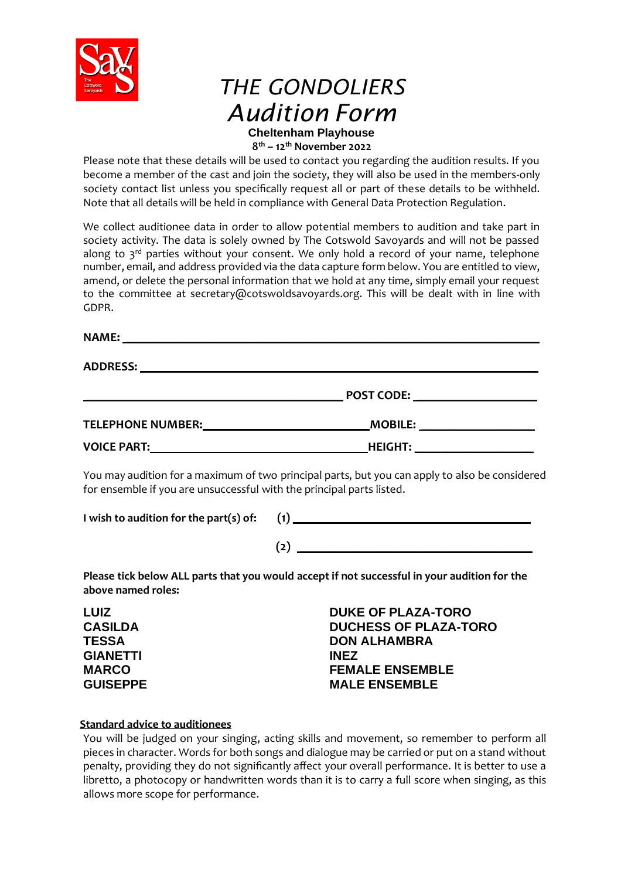# *THE GONDOLIERS*
# *Audition Form*

**Cheltenham Playhouse**

**8th – 12th November 2022**

Please note that these details will be used to contact you regarding the audition results. If you become a member of the cast and join the society, they will also be used in the members-only society contact list unless you specifically request all or part of these details to be withheld. Note that all details will be held in compliance with General Data Protection Regulation.

We collect auditionee data in order to allow potential members to audition and take part in society activity. The data is solely owned by The Cotswold Savoyards and will not be passed along to 3rd parties without your consent. We only hold a record of your name, telephone number, email, and address provided via the data capture form below. You are entitled to view, amend, or delete the personal information that we hold at any time, simply email your request to the committee at secretary@cotswoldsavoyards.org. This will be dealt with in line with GDPR.

**NAME:** ____________________________________________

**ADDRESS:** ____________________________________________

____________________________ **POST CODE:** ______________

**TELEPHONE NUMBER:** ____________________ **MOBILE:** ______________

**VOICE PART:** ____________________ **HEIGHT:** ______________

You may audition for a maximum of two principal parts, but you can apply to also be considered for ensemble if you are unsuccessful with the principal parts listed.

**I wish to audition for the part(s) of:** **(1)** ______________________________

**(2)** ______________________________

**Please tick below ALL parts that you would accept if not successful in your audition for the above named roles:**

**LUIZ**
**CASILDA**
**TESSA**
**GIANETTI**
**MARCO**
**GUISEPPE**
**DUKE OF PLAZA-TORO**
**DUCHESS OF PLAZA-TORO**
**DON ALHAMBRA**
**INEZ**
**FEMALE ENSEMBLE**
**MALE ENSEMBLE**

**Standard advice to auditionees**

You will be judged on your singing, acting skills and movement, so remember to perform all pieces in character. Words for both songs and dialogue may be carried or put on a stand without penalty, providing they do not significantly affect your overall performance. It is better to use a libretto, a photocopy or handwritten words than it is to carry a full score when singing, as this allows more scope for performance.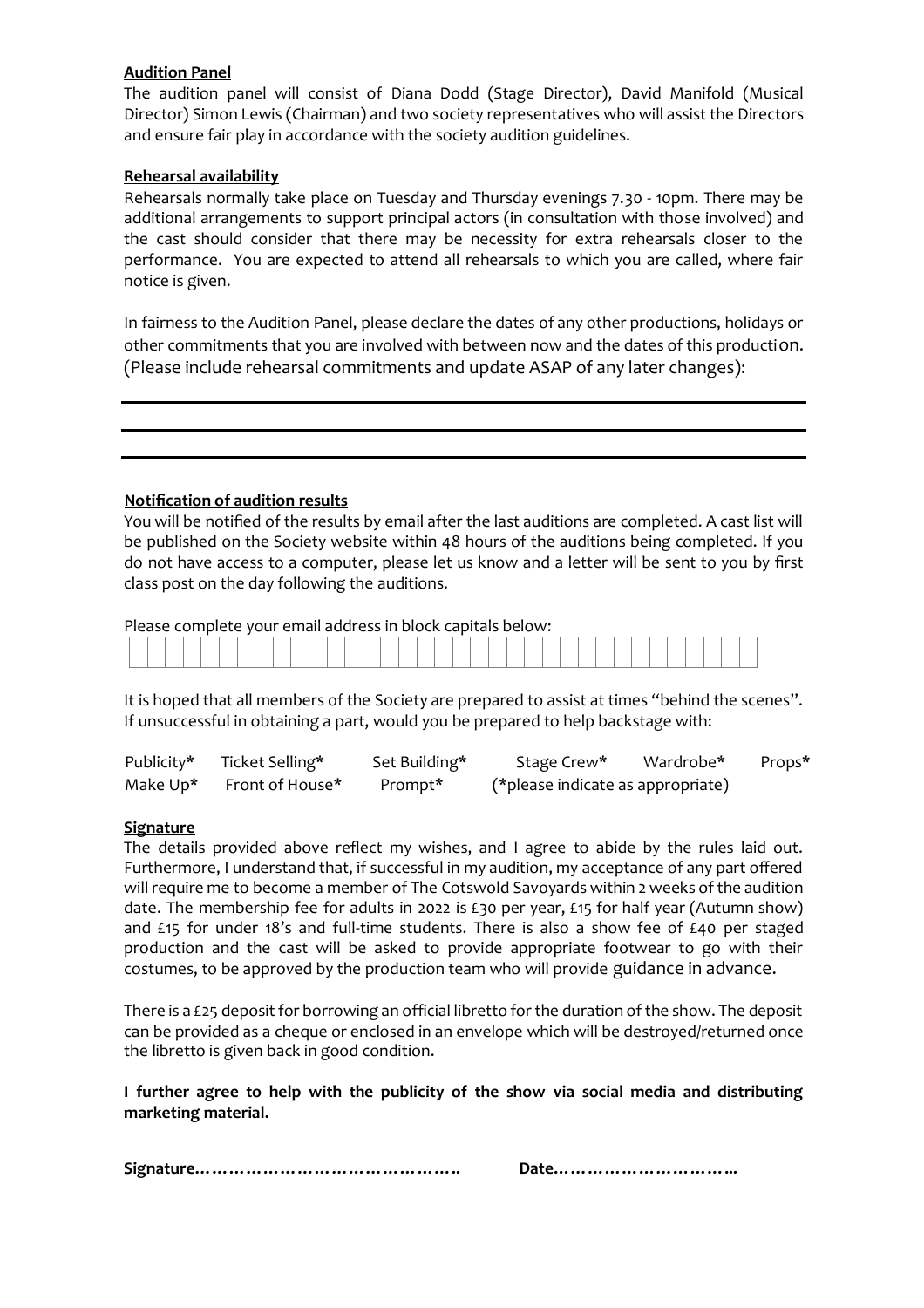**Audition Panel**

The audition panel will consist of Diana Dodd (Stage Director), David Manifold (Musical Director) Simon Lewis (Chairman) and two society representatives who will assist the Directors and ensure fair play in accordance with the society audition guidelines.

**Rehearsal availability**

Rehearsals normally take place on Tuesday and Thursday evenings 7.30 - 10pm. There may be additional arrangements to support principal actors (in consultation with those involved) and the cast should consider that there may be necessity for extra rehearsals closer to the performance. You are expected to attend all rehearsals to which you are called, where fair notice is given.

In fairness to the Audition Panel, please declare the dates of any other productions, holidays or other commitments that you are involved with between now and the dates of this production. (Please include rehearsal commitments and update ASAP of any later changes):

______________________________________________

______________________________________________

______________________________________________

**Notification of audition results**

You will be notified of the results by email after the last auditions are completed. A cast list will be published on the Society website within 48 hours of the auditions being completed. If you do not have access to a computer, please let us know and a letter will be sent to you by first class post on the day following the auditions.

Please complete your email address in block capitals below:

| | | | | | | | | | | | | | | | | | | | | | | | | | | | | | | | | | | | |
|---|---|---|---|---|---|---|---|---|---|---|---|---|---|---|---|---|---|---|---|---|---|---|---|---|---|---|---|---|---|---|---|---|---|---|---|

It is hoped that all members of the Society are prepared to assist at times "behind the scenes". If unsuccessful in obtaining a part, would you be prepared to help backstage with:

| | | | | | |
|---|---|---|---|---|---|
| Publicity* | Ticket Selling* | Set Building* | Stage Crew* | Wardrobe* | Props* |
| Make Up* | Front of House* | Prompt* | (*please indicate as appropriate) | | |

**Signature**

The details provided above reflect my wishes, and I agree to abide by the rules laid out. Furthermore, I understand that, if successful in my audition, my acceptance of any part offered will require me to become a member of The Cotswold Savoyards within 2 weeks of the audition date. The membership fee for adults in 2022 is £30 per year, £15 for half year (Autumn show) and £15 for under 18's and full-time students. There is also a show fee of £40 per staged production and the cast will be asked to provide appropriate footwear to go with their costumes, to be approved by the production team who will provide guidance in advance.

There is a £25 deposit for borrowing an official libretto for the duration of the show. The deposit can be provided as a cheque or enclosed in an envelope which will be destroyed/returned once the libretto is given back in good condition.

**I further agree to help with the publicity of the show via social media and distributing marketing material.**

**Signature……………………………………….** **Date…………………………..**